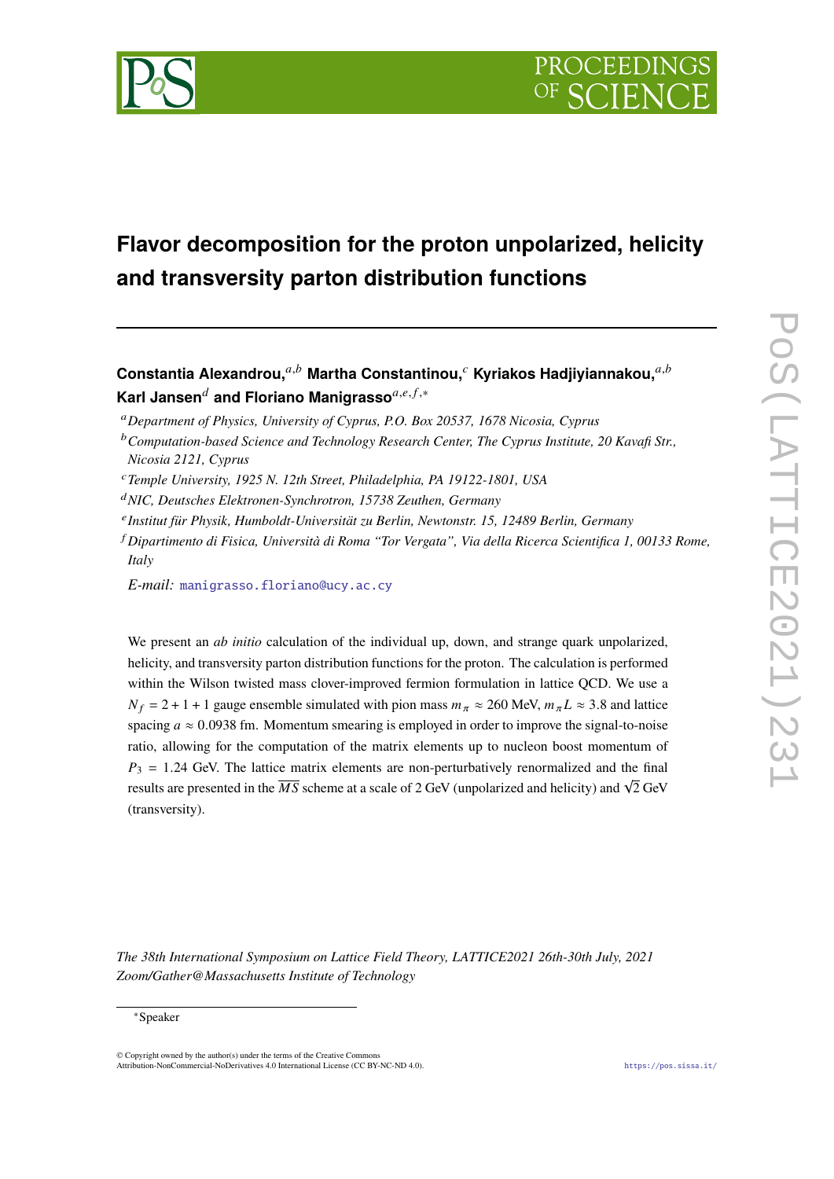# Flavor decomposition for the proton unpolarized, helicity and transversity parton distribution functions

**Constantia Alexandrou,**[a,b] **Martha Constantinou,**[c] **Kyriakos Hadjiyiannakou,**[a,b] **Karl Jansen**[d] **and Floriano Manigrasso**[a,e,f,*]

[a] *Department of Physics, University of Cyprus, P.O. Box 20537, 1678 Nicosia, Cyprus*

[b] *Computation-based Science and Technology Research Center, The Cyprus Institute, 20 Kavafi Str., Nicosia 2121, Cyprus*

[c] *Temple University, 1925 N. 12th Street, Philadelphia, PA 19122-1801, USA*

[d] *NIC, Deutsches Elektronen-Synchrotron, 15738 Zeuthen, Germany*

[e] *Institut für Physik, Humboldt-Universität zu Berlin, Newtonstr. 15, 12489 Berlin, Germany*

[f] *Dipartimento di Fisica, Università di Roma "Tor Vergata", Via della Ricerca Scientifica 1, 00133 Rome, Italy*

*E-mail:* manigrasso.floriano@ucy.ac.cy

We present an *ab initio* calculation of the individual up, down, and strange quark unpolarized, helicity, and transversity parton distribution functions for the proton. The calculation is performed within the Wilson twisted mass clover-improved fermion formulation in lattice QCD. We use a $N_f = 2+1+1$ gauge ensemble simulated with pion mass $m_\pi \approx 260$ MeV, $m_\pi L \approx 3.8$ and lattice spacing $a \approx 0.0938$ fm. Momentum smearing is employed in order to improve the signal-to-noise ratio, allowing for the computation of the matrix elements up to nucleon boost momentum of $P_3 = 1.24$ GeV. The lattice matrix elements are non-perturbatively renormalized and the final results are presented in the $\overline{MS}$ scheme at a scale of 2 GeV (unpolarized and helicity) and $\sqrt{2}$ GeV (transversity).

*The 38th International Symposium on Lattice Field Theory, LATTICE2021 26th-30th July, 2021 Zoom/Gather@Massachusetts Institute of Technology*

[*] Speaker

© Copyright owned by the author(s) under the terms of the Creative Commons Attribution-NonCommercial-NoDerivatives 4.0 International License (CC BY-NC-ND 4.0).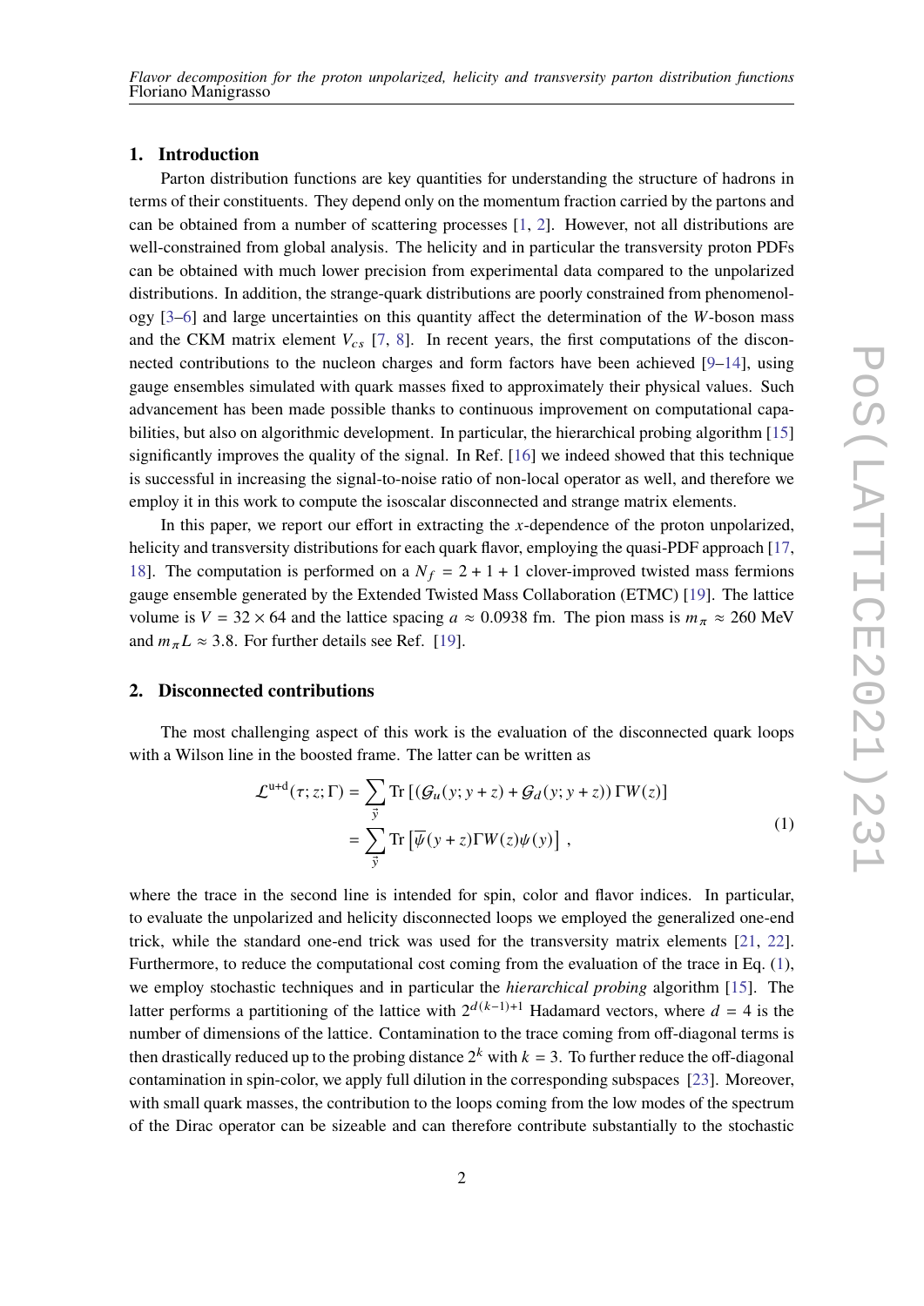## 1. Introduction

Parton distribution functions are key quantities for understanding the structure of hadrons in terms of their constituents. They depend only on the momentum fraction carried by the partons and can be obtained from a number of scattering processes [1, 2]. However, not all distributions are well-constrained from global analysis. The helicity and in particular the transversity proton PDFs can be obtained with much lower precision from experimental data compared to the unpolarized distributions. In addition, the strange-quark distributions are poorly constrained from phenomenology [3–6] and large uncertainties on this quantity affect the determination of the $W$-boson mass and the CKM matrix element $V_{cs}$ [7, 8]. In recent years, the first computations of the disconnected contributions to the nucleon charges and form factors have been achieved [9–14], using gauge ensembles simulated with quark masses fixed to approximately their physical values. Such advancement has been made possible thanks to continuous improvement on computational capabilities, but also on algorithmic development. In particular, the hierarchical probing algorithm [15] significantly improves the quality of the signal. In Ref. [16] we indeed showed that this technique is successful in increasing the signal-to-noise ratio of non-local operator as well, and therefore we employ it in this work to compute the isoscalar disconnected and strange matrix elements.

In this paper, we report our effort in extracting the $x$-dependence of the proton unpolarized, helicity and transversity distributions for each quark flavor, employing the quasi-PDF approach [17, 18]. The computation is performed on a $N_f = 2+1+1$ clover-improved twisted mass fermions gauge ensemble generated by the Extended Twisted Mass Collaboration (ETMC) [19]. The lattice volume is $V = 32 \times 64$ and the lattice spacing $a \approx 0.0938$ fm. The pion mass is $m_\pi \approx 260$ MeV and $m_\pi L \approx 3.8$. For further details see Ref. [19].

## 2. Disconnected contributions

The most challenging aspect of this work is the evaluation of the disconnected quark loops with a Wilson line in the boosted frame. The latter can be written as

$$
\begin{aligned}
\mathcal{L}^{\mathrm{u+d}}(\tau; z; \Gamma) &= \sum_{\vec{y}} \mathrm{Tr}\left[ \left( \mathcal{G}_u(y; y+z) + \mathcal{G}_d(y; y+z) \right) \Gamma W(z) \right] \\
&= \sum_{\vec{y}} \mathrm{Tr}\left[ \overline{\psi}(y+z) \Gamma W(z) \psi(y) \right] ,
\end{aligned}
\tag{1}
$$

where the trace in the second line is intended for spin, color and flavor indices. In particular, to evaluate the unpolarized and helicity disconnected loops we employed the generalized one-end trick, while the standard one-end trick was used for the transversity matrix elements [21, 22]. Furthermore, to reduce the computational cost coming from the evaluation of the trace in Eq. (1), we employ stochastic techniques and in particular the *hierarchical probing* algorithm [15]. The latter performs a partitioning of the lattice with $2^{d(k-1)+1}$ Hadamard vectors, where $d = 4$ is the number of dimensions of the lattice. Contamination to the trace coming from off-diagonal terms is then drastically reduced up to the probing distance $2^k$ with $k = 3$. To further reduce the off-diagonal contamination in spin-color, we apply full dilution in the corresponding subspaces [23]. Moreover, with small quark masses, the contribution to the loops coming from the low modes of the spectrum of the Dirac operator can be sizeable and can therefore contribute substantially to the stochastic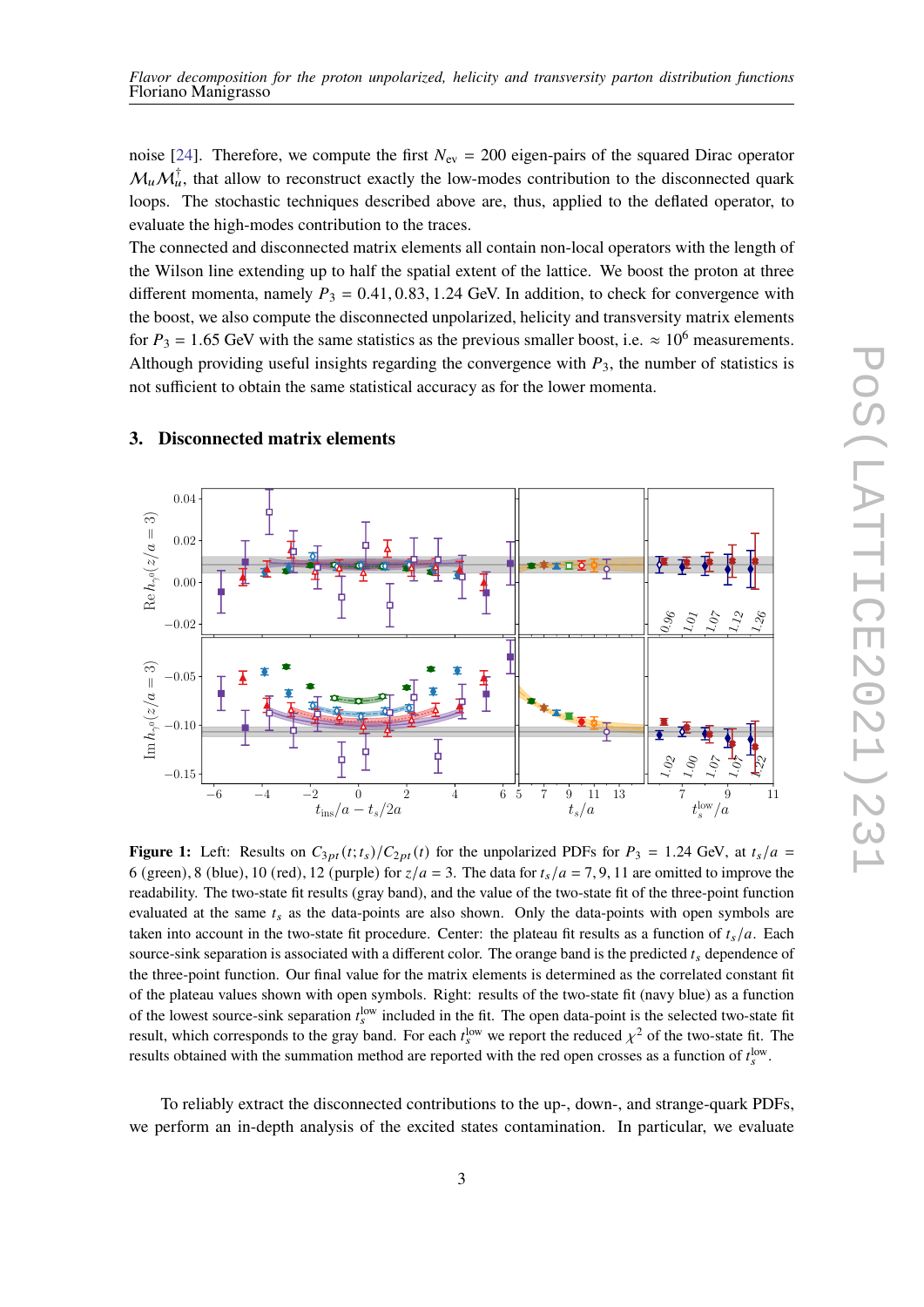noise [24]. Therefore, we compute the first $N_{ev} = 200$ eigen-pairs of the squared Dirac operator $\mathcal{M}_u \mathcal{M}_u^\dagger$, that allow to reconstruct exactly the low-modes contribution to the disconnected quark loops. The stochastic techniques described above are, thus, applied to the deflated operator, to evaluate the high-modes contribution to the traces.

The connected and disconnected matrix elements all contain non-local operators with the length of the Wilson line extending up to half the spatial extent of the lattice. We boost the proton at three different momenta, namely $P_3 = 0.41, 0.83, 1.24$ GeV. In addition, to check for convergence with the boost, we also compute the disconnected unpolarized, helicity and transversity matrix elements for $P_3 = 1.65$ GeV with the same statistics as the previous smaller boost, i.e. $\approx 10^6$ measurements. Although providing useful insights regarding the convergence with $P_3$, the number of statistics is not sufficient to obtain the same statistical accuracy as for the lower momenta.

## 3. Disconnected matrix elements

**Figure 1:** Left: Results on $C_{3pt}(t;t_s)/C_{2pt}(t)$ for the unpolarized PDFs for $P_3 = 1.24$ GeV, at $t_s/a = 6$ (green), 8 (blue), 10 (red), 12 (purple) for $z/a = 3$. The data for $t_s/a = 7, 9, 11$ are omitted to improve the readability. The two-state fit results (gray band), and the value of the two-state fit of the three-point function evaluated at the same $t_s$ as the data-points are also shown. Only the data-points with open symbols are taken into account in the two-state fit procedure. Center: the plateau fit results as a function of $t_s/a$. Each source-sink separation is associated with a different color. The orange band is the predicted $t_s$ dependence of the three-point function. Our final value for the matrix elements is determined as the correlated constant fit of the plateau values shown with open symbols. Right: results of the two-state fit (navy blue) as a function of the lowest source-sink separation $t_s^{\rm low}$ included in the fit. The open data-point is the selected two-state fit result, which corresponds to the gray band. For each $t_s^{\rm low}$ we report the reduced $\chi^2$ of the two-state fit. The results obtained with the summation method are reported with the red open crosses as a function of $t_s^{\rm low}$.

To reliably extract the disconnected contributions to the up-, down-, and strange-quark PDFs, we perform an in-depth analysis of the excited states contamination. In particular, we evaluate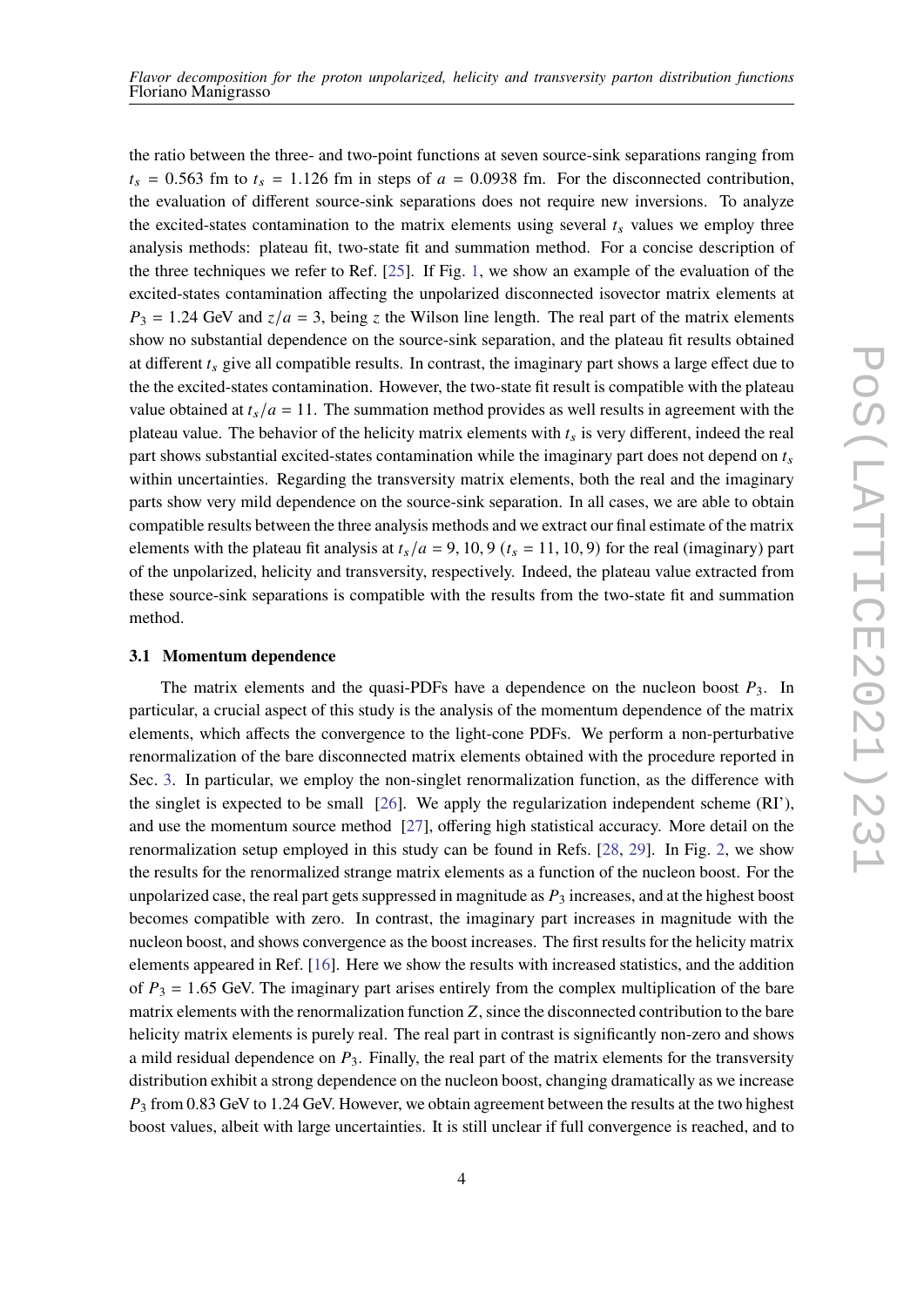the ratio between the three- and two-point functions at seven source-sink separations ranging from $t_s = 0.563$ fm to $t_s = 1.126$ fm in steps of $a = 0.0938$ fm. For the disconnected contribution, the evaluation of different source-sink separations does not require new inversions. To analyze the excited-states contamination to the matrix elements using several $t_s$ values we employ three analysis methods: plateau fit, two-state fit and summation method. For a concise description of the three techniques we refer to Ref. [25]. If Fig. 1, we show an example of the evaluation of the excited-states contamination affecting the unpolarized disconnected isovector matrix elements at $P_3 = 1.24$ GeV and $z/a = 3$, being $z$ the Wilson line length. The real part of the matrix elements show no substantial dependence on the source-sink separation, and the plateau fit results obtained at different $t_s$ give all compatible results. In contrast, the imaginary part shows a large effect due to the the excited-states contamination. However, the two-state fit result is compatible with the plateau value obtained at $t_s/a = 11$. The summation method provides as well results in agreement with the plateau value. The behavior of the helicity matrix elements with $t_s$ is very different, indeed the real part shows substantial excited-states contamination while the imaginary part does not depend on $t_s$ within uncertainties. Regarding the transversity matrix elements, both the real and the imaginary parts show very mild dependence on the source-sink separation. In all cases, we are able to obtain compatible results between the three analysis methods and we extract our final estimate of the matrix elements with the plateau fit analysis at $t_s/a = 9, 10, 9$ ($t_s = 11, 10, 9$) for the real (imaginary) part of the unpolarized, helicity and transversity, respectively. Indeed, the plateau value extracted from these source-sink separations is compatible with the results from the two-state fit and summation method.

### 3.1 Momentum dependence

The matrix elements and the quasi-PDFs have a dependence on the nucleon boost $P_3$. In particular, a crucial aspect of this study is the analysis of the momentum dependence of the matrix elements, which affects the convergence to the light-cone PDFs. We perform a non-perturbative renormalization of the bare disconnected matrix elements obtained with the procedure reported in Sec. 3. In particular, we employ the non-singlet renormalization function, as the difference with the singlet is expected to be small [26]. We apply the regularization independent scheme (RI'), and use the momentum source method [27], offering high statistical accuracy. More detail on the renormalization setup employed in this study can be found in Refs. [28, 29]. In Fig. 2, we show the results for the renormalized strange matrix elements as a function of the nucleon boost. For the unpolarized case, the real part gets suppressed in magnitude as $P_3$ increases, and at the highest boost becomes compatible with zero. In contrast, the imaginary part increases in magnitude with the nucleon boost, and shows convergence as the boost increases. The first results for the helicity matrix elements appeared in Ref. [16]. Here we show the results with increased statistics, and the addition of $P_3 = 1.65$ GeV. The imaginary part arises entirely from the complex multiplication of the bare matrix elements with the renormalization function $Z$, since the disconnected contribution to the bare helicity matrix elements is purely real. The real part in contrast is significantly non-zero and shows a mild residual dependence on $P_3$. Finally, the real part of the matrix elements for the transversity distribution exhibit a strong dependence on the nucleon boost, changing dramatically as we increase $P_3$ from 0.83 GeV to 1.24 GeV. However, we obtain agreement between the results at the two highest boost values, albeit with large uncertainties. It is still unclear if full convergence is reached, and to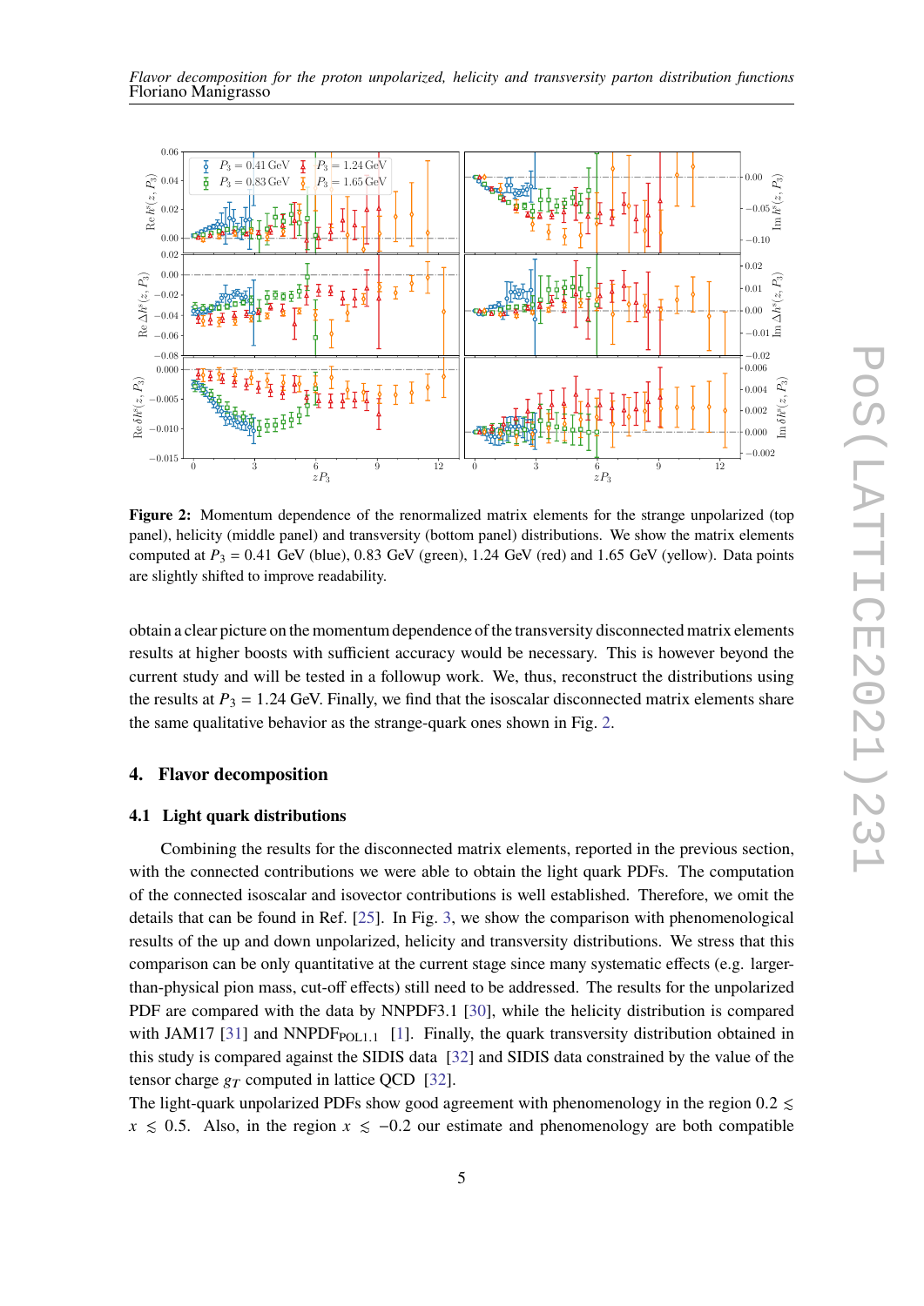**Figure 2:** Momentum dependence of the renormalized matrix elements for the strange unpolarized (top panel), helicity (middle panel) and transversity (bottom panel) distributions. We show the matrix elements computed at $P_3 = 0.41$ GeV (blue), 0.83 GeV (green), 1.24 GeV (red) and 1.65 GeV (yellow). Data points are slightly shifted to improve readability.

obtain a clear picture on the momentum dependence of the transversity disconnected matrix elements results at higher boosts with sufficient accuracy would be necessary. This is however beyond the current study and will be tested in a followup work. We, thus, reconstruct the distributions using the results at $P_3 = 1.24$ GeV. Finally, we find that the isoscalar disconnected matrix elements share the same qualitative behavior as the strange-quark ones shown in Fig. 2.

## 4. Flavor decomposition

### 4.1 Light quark distributions

Combining the results for the disconnected matrix elements, reported in the previous section, with the connected contributions we were able to obtain the light quark PDFs. The computation of the connected isoscalar and isovector contributions is well established. Therefore, we omit the details that can be found in Ref. [25]. In Fig. 3, we show the comparison with phenomenological results of the up and down unpolarized, helicity and transversity distributions. We stress that this comparison can be only quantitative at the current stage since many systematic effects (e.g. larger-than-physical pion mass, cut-off effects) still need to be addressed. The results for the unpolarized PDF are compared with the data by NNPDF3.1 [30], while the helicity distribution is compared with JAM17 [31] and NNPDF$_{\text{POL1.1}}$ [1]. Finally, the quark transversity distribution obtained in this study is compared against the SIDIS data [32] and SIDIS data constrained by the value of the tensor charge $g_T$ computed in lattice QCD [32].

The light-quark unpolarized PDFs show good agreement with phenomenology in the region $0.2 \lesssim x \lesssim 0.5$. Also, in the region $x \lesssim -0.2$ our estimate and phenomenology are both compatible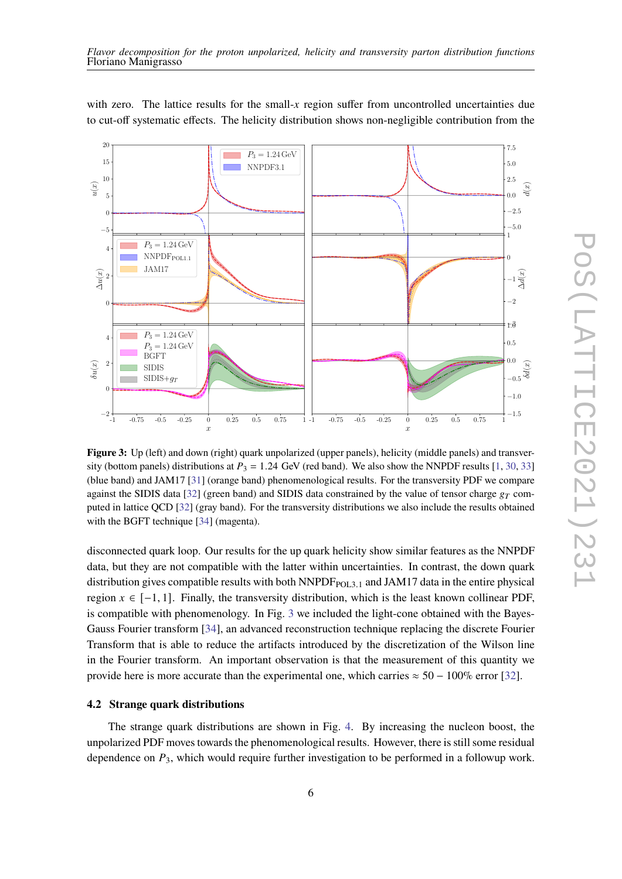with zero. The lattice results for the small-$x$ region suffer from uncontrolled uncertainties due to cut-off systematic effects. The helicity distribution shows non-negligible contribution from the

**Figure 3:** Up (left) and down (right) quark unpolarized (upper panels), helicity (middle panels) and transversity (bottom panels) distributions at $P_3 = 1.24$ GeV (red band). We also show the NNPDF results [1, 30, 33] (blue band) and JAM17 [31] (orange band) phenomenological results. For the transversity PDF we compare against the SIDIS data [32] (green band) and SIDIS data constrained by the value of tensor charge $g_T$ computed in lattice QCD [32] (gray band). For the transversity distributions we also include the results obtained with the BGFT technique [34] (magenta).

disconnected quark loop. Our results for the up quark helicity show similar features as the NNPDF data, but they are not compatible with the latter within uncertainties. In contrast, the down quark distribution gives compatible results with both NNPDF$_{\text{POL3.1}}$ and JAM17 data in the entire physical region $x \in [-1, 1]$. Finally, the transversity distribution, which is the least known collinear PDF, is compatible with phenomenology. In Fig. 3 we included the light-cone obtained with the Bayes-Gauss Fourier transform [34], an advanced reconstruction technique replacing the discrete Fourier Transform that is able to reduce the artifacts introduced by the discretization of the Wilson line in the Fourier transform. An important observation is that the measurement of this quantity we provide here is more accurate than the experimental one, which carries $\approx 50 - 100\%$ error [32].

### 4.2 Strange quark distributions

The strange quark distributions are shown in Fig. 4. By increasing the nucleon boost, the unpolarized PDF moves towards the phenomenological results. However, there is still some residual dependence on $P_3$, which would require further investigation to be performed in a followup work.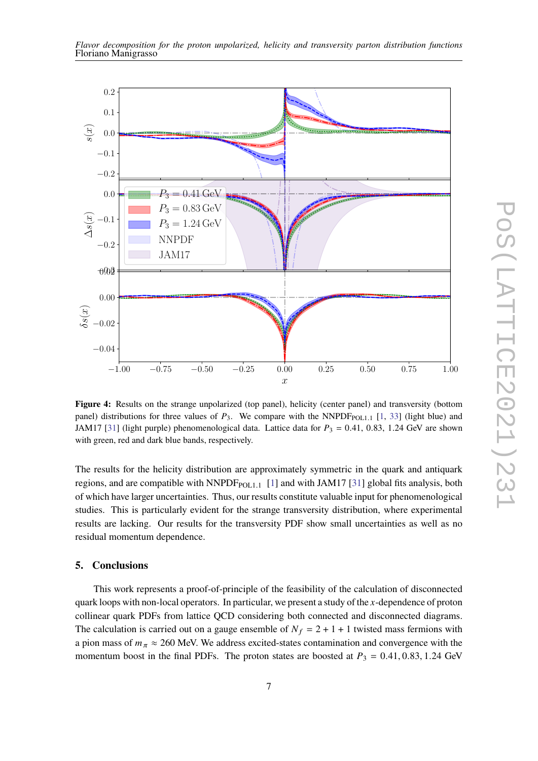**Figure 4:** Results on the strange unpolarized (top panel), helicity (center panel) and transversity (bottom panel) distributions for three values of $P_3$. We compare with the NNPDF$_{\text{POL1.1}}$ [1, 33] (light blue) and JAM17 [31] (light purple) phenomenological data. Lattice data for $P_3$ = 0.41, 0.83, 1.24 GeV are shown with green, red and dark blue bands, respectively.

The results for the helicity distribution are approximately symmetric in the quark and antiquark regions, and are compatible with NNPDF$_{\text{POL1.1}}$ [1] and with JAM17 [31] global fits analysis, both of which have larger uncertainties. Thus, our results constitute valuable input for phenomenological studies. This is particularly evident for the strange transversity distribution, where experimental results are lacking. Our results for the transversity PDF show small uncertainties as well as no residual momentum dependence.

## 5. Conclusions

This work represents a proof-of-principle of the feasibility of the calculation of disconnected quark loops with non-local operators. In particular, we present a study of the $x$-dependence of proton collinear quark PDFs from lattice QCD considering both connected and disconnected diagrams. The calculation is carried out on a gauge ensemble of $N_f = 2 + 1 + 1$ twisted mass fermions with a pion mass of $m_\pi \approx 260$ MeV. We address excited-states contamination and convergence with the momentum boost in the final PDFs. The proton states are boosted at $P_3 = 0.41, 0.83, 1.24$ GeV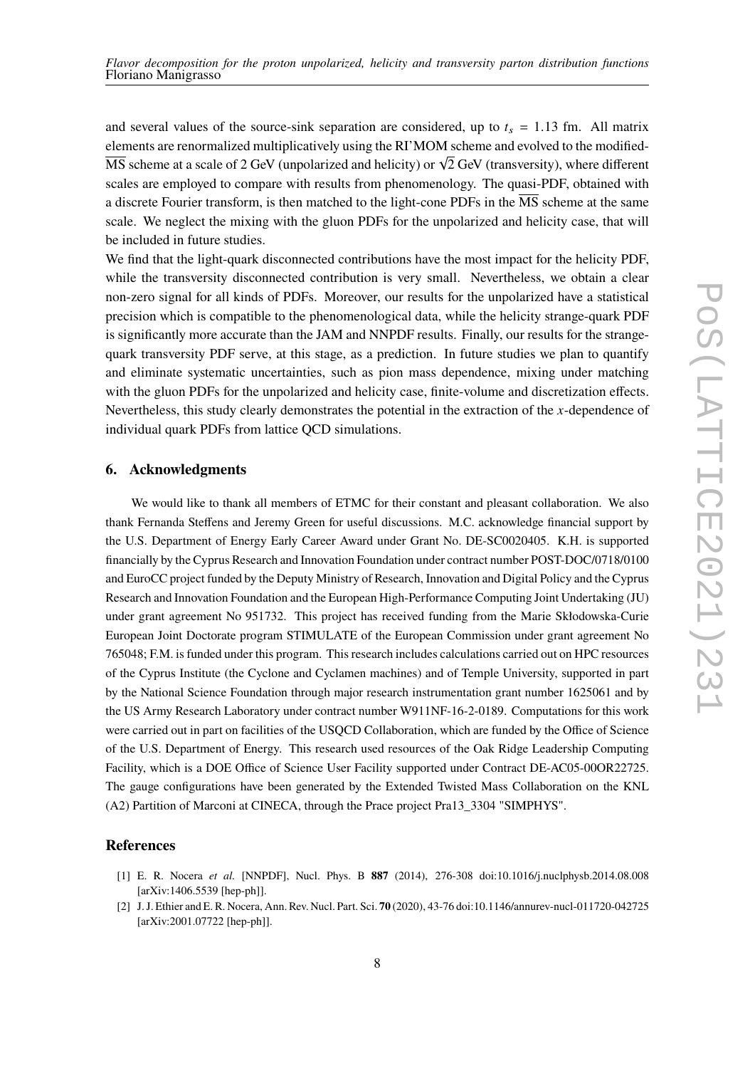and several values of the source-sink separation are considered, up to $t_s = 1.13$ fm. All matrix elements are renormalized multiplicatively using the RI'MOM scheme and evolved to the modified-$\overline{\text{MS}}$ scheme at a scale of 2 GeV (unpolarized and helicity) or $\sqrt{2}$ GeV (transversity), where different scales are employed to compare with results from phenomenology. The quasi-PDF, obtained with a discrete Fourier transform, is then matched to the light-cone PDFs in the $\overline{\text{MS}}$ scheme at the same scale. We neglect the mixing with the gluon PDFs for the unpolarized and helicity case, that will be included in future studies.

We find that the light-quark disconnected contributions have the most impact for the helicity PDF, while the transversity disconnected contribution is very small. Nevertheless, we obtain a clear non-zero signal for all kinds of PDFs. Moreover, our results for the unpolarized have a statistical precision which is compatible to the phenomenological data, while the helicity strange-quark PDF is significantly more accurate than the JAM and NNPDF results. Finally, our results for the strange-quark transversity PDF serve, at this stage, as a prediction. In future studies we plan to quantify and eliminate systematic uncertainties, such as pion mass dependence, mixing under matching with the gluon PDFs for the unpolarized and helicity case, finite-volume and discretization effects. Nevertheless, this study clearly demonstrates the potential in the extraction of the $x$-dependence of individual quark PDFs from lattice QCD simulations.

## 6. Acknowledgments

We would like to thank all members of ETMC for their constant and pleasant collaboration. We also thank Fernanda Steffens and Jeremy Green for useful discussions. M.C. acknowledge financial support by the U.S. Department of Energy Early Career Award under Grant No. DE-SC0020405. K.H. is supported financially by the Cyprus Research and Innovation Foundation under contract number POST-DOC/0718/0100 and EuroCC project funded by the Deputy Ministry of Research, Innovation and Digital Policy and the Cyprus Research and Innovation Foundation and the European High-Performance Computing Joint Undertaking (JU) under grant agreement No 951732. This project has received funding from the Marie Skłodowska-Curie European Joint Doctorate program STIMULATE of the European Commission under grant agreement No 765048; F.M. is funded under this program. This research includes calculations carried out on HPC resources of the Cyprus Institute (the Cyclone and Cyclamen machines) and of Temple University, supported in part by the National Science Foundation through major research instrumentation grant number 1625061 and by the US Army Research Laboratory under contract number W911NF-16-2-0189. Computations for this work were carried out in part on facilities of the USQCD Collaboration, which are funded by the Office of Science of the U.S. Department of Energy. This research used resources of the Oak Ridge Leadership Computing Facility, which is a DOE Office of Science User Facility supported under Contract DE-AC05-00OR22725. The gauge configurations have been generated by the Extended Twisted Mass Collaboration on the KNL (A2) Partition of Marconi at CINECA, through the Prace project Pra13_3304 "SIMPHYS".

## References

[1] E. R. Nocera *et al.* [NNPDF], Nucl. Phys. B **887** (2014), 276-308 doi:10.1016/j.nuclphysb.2014.08.008 [arXiv:1406.5539 [hep-ph]].

[2] J. J. Ethier and E. R. Nocera, Ann. Rev. Nucl. Part. Sci. **70** (2020), 43-76 doi:10.1146/annurev-nucl-011720-042725 [arXiv:2001.07722 [hep-ph]].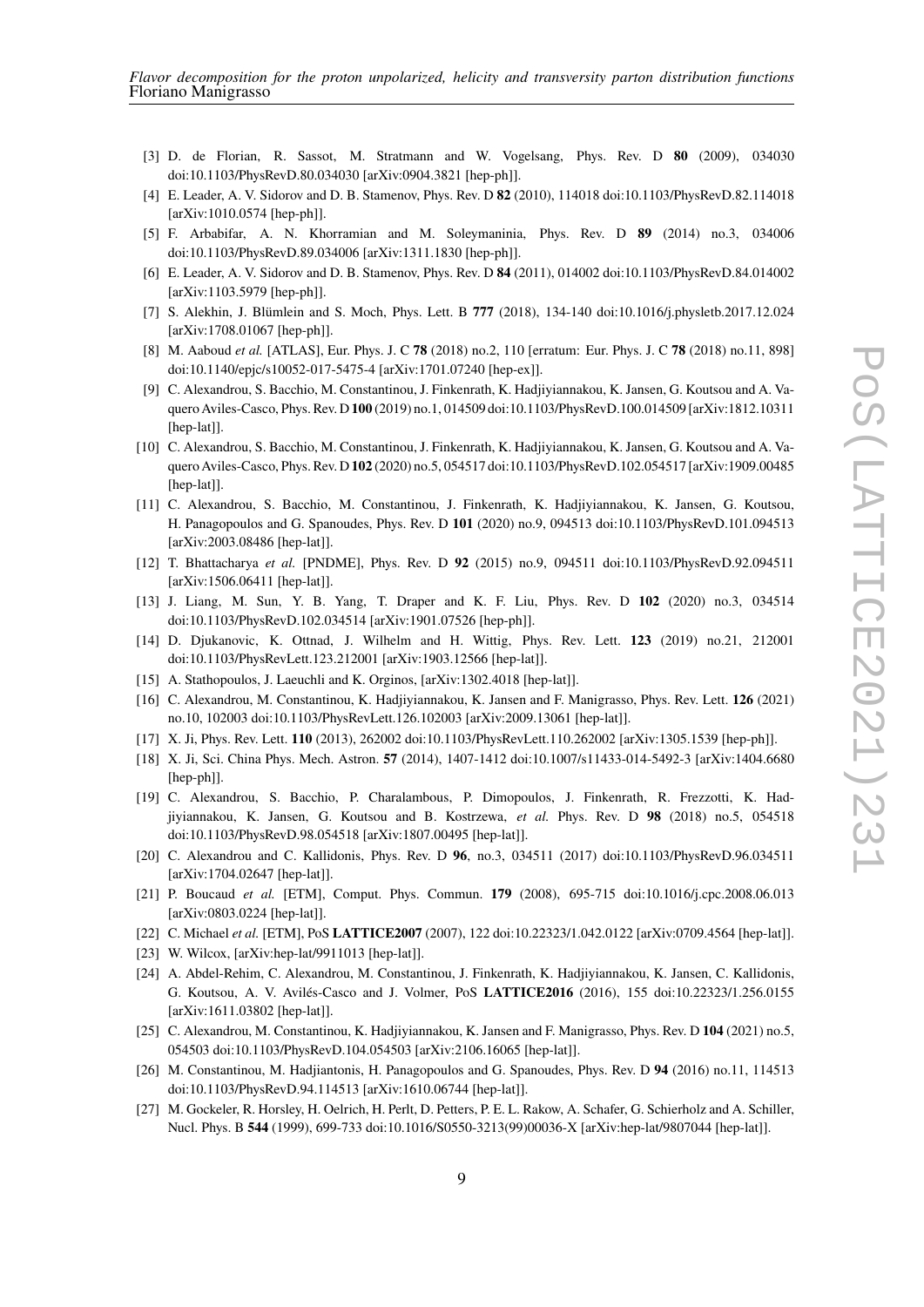[3] D. de Florian, R. Sassot, M. Stratmann and W. Vogelsang, Phys. Rev. D **80** (2009), 034030 doi:10.1103/PhysRevD.80.034030 [arXiv:0904.3821 [hep-ph]].

[4] E. Leader, A. V. Sidorov and D. B. Stamenov, Phys. Rev. D **82** (2010), 114018 doi:10.1103/PhysRevD.82.114018 [arXiv:1010.0574 [hep-ph]].

[5] F. Arbabifar, A. N. Khorramian and M. Soleymaninia, Phys. Rev. D **89** (2014) no.3, 034006 doi:10.1103/PhysRevD.89.034006 [arXiv:1311.1830 [hep-ph]].

[6] E. Leader, A. V. Sidorov and D. B. Stamenov, Phys. Rev. D **84** (2011), 014002 doi:10.1103/PhysRevD.84.014002 [arXiv:1103.5979 [hep-ph]].

[7] S. Alekhin, J. Blümlein and S. Moch, Phys. Lett. B **777** (2018), 134-140 doi:10.1016/j.physletb.2017.12.024 [arXiv:1708.01067 [hep-ph]].

[8] M. Aaboud *et al.* [ATLAS], Eur. Phys. J. C **78** (2018) no.2, 110 [erratum: Eur. Phys. J. C **78** (2018) no.11, 898] doi:10.1140/epjc/s10052-017-5475-4 [arXiv:1701.07240 [hep-ex]].

[9] C. Alexandrou, S. Bacchio, M. Constantinou, J. Finkenrath, K. Hadjiyiannakou, K. Jansen, G. Koutsou and A. Vaquero Aviles-Casco, Phys. Rev. D **100** (2019) no.1, 014509 doi:10.1103/PhysRevD.100.014509 [arXiv:1812.10311 [hep-lat]].

[10] C. Alexandrou, S. Bacchio, M. Constantinou, J. Finkenrath, K. Hadjiyiannakou, K. Jansen, G. Koutsou and A. Vaquero Aviles-Casco, Phys. Rev. D **102** (2020) no.5, 054517 doi:10.1103/PhysRevD.102.054517 [arXiv:1909.00485 [hep-lat]].

[11] C. Alexandrou, S. Bacchio, M. Constantinou, J. Finkenrath, K. Hadjiyiannakou, K. Jansen, G. Koutsou, H. Panagopoulos and G. Spanoudes, Phys. Rev. D **101** (2020) no.9, 094513 doi:10.1103/PhysRevD.101.094513 [arXiv:2003.08486 [hep-lat]].

[12] T. Bhattacharya *et al.* [PNDME], Phys. Rev. D **92** (2015) no.9, 094511 doi:10.1103/PhysRevD.92.094511 [arXiv:1506.06411 [hep-lat]].

[13] J. Liang, M. Sun, Y. B. Yang, T. Draper and K. F. Liu, Phys. Rev. D **102** (2020) no.3, 034514 doi:10.1103/PhysRevD.102.034514 [arXiv:1901.07526 [hep-ph]].

[14] D. Djukanovic, K. Ottnad, J. Wilhelm and H. Wittig, Phys. Rev. Lett. **123** (2019) no.21, 212001 doi:10.1103/PhysRevLett.123.212001 [arXiv:1903.12566 [hep-lat]].

[15] A. Stathopoulos, J. Laeuchli and K. Orginos, [arXiv:1302.4018 [hep-lat]].

[16] C. Alexandrou, M. Constantinou, K. Hadjiyiannakou, K. Jansen and F. Manigrasso, Phys. Rev. Lett. **126** (2021) no.10, 102003 doi:10.1103/PhysRevLett.126.102003 [arXiv:2009.13061 [hep-lat]].

[17] X. Ji, Phys. Rev. Lett. **110** (2013), 262002 doi:10.1103/PhysRevLett.110.262002 [arXiv:1305.1539 [hep-ph]].

[18] X. Ji, Sci. China Phys. Mech. Astron. **57** (2014), 1407-1412 doi:10.1007/s11433-014-5492-3 [arXiv:1404.6680 [hep-ph]].

[19] C. Alexandrou, S. Bacchio, P. Charalambous, P. Dimopoulos, J. Finkenrath, R. Frezzotti, K. Hadjiyiannakou, K. Jansen, G. Koutsou and B. Kostrzewa, *et al.* Phys. Rev. D **98** (2018) no.5, 054518 doi:10.1103/PhysRevD.98.054518 [arXiv:1807.00495 [hep-lat]].

[20] C. Alexandrou and C. Kallidonis, Phys. Rev. D **96**, no.3, 034511 (2017) doi:10.1103/PhysRevD.96.034511 [arXiv:1704.02647 [hep-lat]].

[21] P. Boucaud *et al.* [ETM], Comput. Phys. Commun. **179** (2008), 695-715 doi:10.1016/j.cpc.2008.06.013 [arXiv:0803.0224 [hep-lat]].

[22] C. Michael *et al.* [ETM], PoS **LATTICE2007** (2007), 122 doi:10.22323/1.042.0122 [arXiv:0709.4564 [hep-lat]].

[23] W. Wilcox, [arXiv:hep-lat/9911013 [hep-lat]].

[24] A. Abdel-Rehim, C. Alexandrou, M. Constantinou, J. Finkenrath, K. Hadjiyiannakou, K. Jansen, C. Kallidonis, G. Koutsou, A. V. Avilés-Casco and J. Volmer, PoS **LATTICE2016** (2016), 155 doi:10.22323/1.256.0155 [arXiv:1611.03802 [hep-lat]].

[25] C. Alexandrou, M. Constantinou, K. Hadjiyiannakou, K. Jansen and F. Manigrasso, Phys. Rev. D **104** (2021) no.5, 054503 doi:10.1103/PhysRevD.104.054503 [arXiv:2106.16065 [hep-lat]].

[26] M. Constantinou, M. Hadjiantonis, H. Panagopoulos and G. Spanoudes, Phys. Rev. D **94** (2016) no.11, 114513 doi:10.1103/PhysRevD.94.114513 [arXiv:1610.06744 [hep-lat]].

[27] M. Gockeler, R. Horsley, H. Oelrich, H. Perlt, D. Petters, P. E. L. Rakow, A. Schafer, G. Schierholz and A. Schiller, Nucl. Phys. B **544** (1999), 699-733 doi:10.1016/S0550-3213(99)00036-X [arXiv:hep-lat/9807044 [hep-lat]].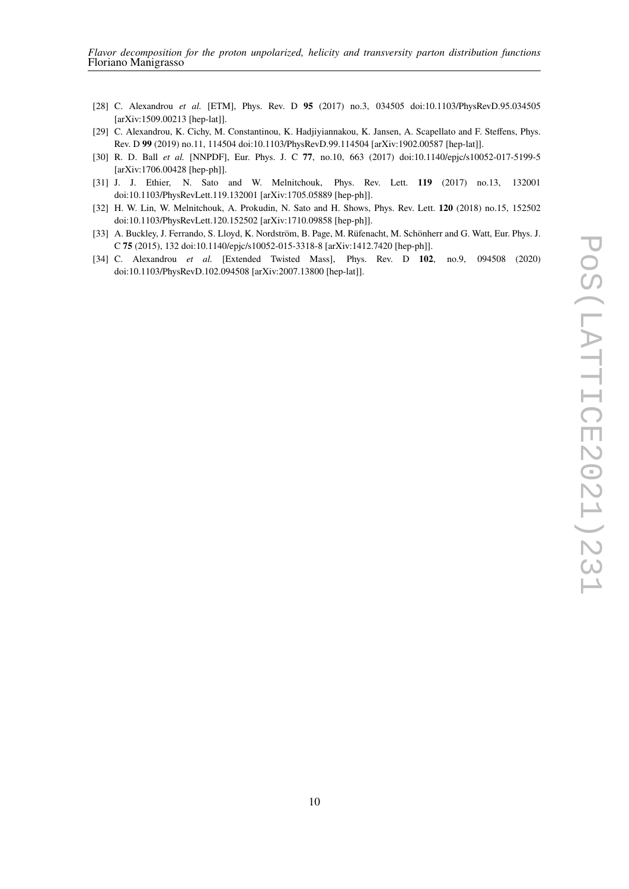[28] C. Alexandrou *et al.* [ETM], Phys. Rev. D **95** (2017) no.3, 034505 doi:10.1103/PhysRevD.95.034505 [arXiv:1509.00213 [hep-lat]].

[29] C. Alexandrou, K. Cichy, M. Constantinou, K. Hadjiyiannakou, K. Jansen, A. Scapellato and F. Steffens, Phys. Rev. D **99** (2019) no.11, 114504 doi:10.1103/PhysRevD.99.114504 [arXiv:1902.00587 [hep-lat]].

[30] R. D. Ball *et al.* [NNPDF], Eur. Phys. J. C **77**, no.10, 663 (2017) doi:10.1140/epjc/s10052-017-5199-5 [arXiv:1706.00428 [hep-ph]].

[31] J. J. Ethier, N. Sato and W. Melnitchouk, Phys. Rev. Lett. **119** (2017) no.13, 132001 doi:10.1103/PhysRevLett.119.132001 [arXiv:1705.05889 [hep-ph]].

[32] H. W. Lin, W. Melnitchouk, A. Prokudin, N. Sato and H. Shows, Phys. Rev. Lett. **120** (2018) no.15, 152502 doi:10.1103/PhysRevLett.120.152502 [arXiv:1710.09858 [hep-ph]].

[33] A. Buckley, J. Ferrando, S. Lloyd, K. Nordström, B. Page, M. Rüfenacht, M. Schönherr and G. Watt, Eur. Phys. J. C **75** (2015), 132 doi:10.1140/epjc/s10052-015-3318-8 [arXiv:1412.7420 [hep-ph]].

[34] C. Alexandrou *et al.* [Extended Twisted Mass], Phys. Rev. D **102**, no.9, 094508 (2020) doi:10.1103/PhysRevD.102.094508 [arXiv:2007.13800 [hep-lat]].